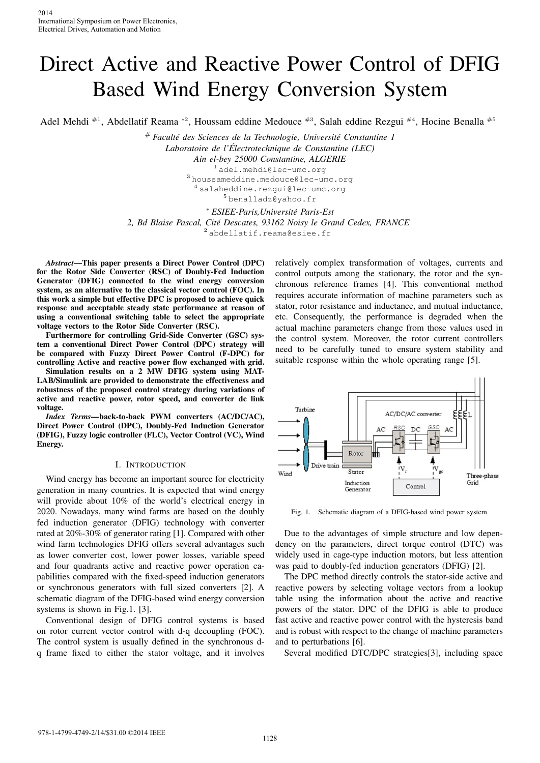# Direct Active and Reactive Power Control of DFIG Based Wind Energy Conversion System

Adel Mehdi #1, Abdellatif Reama *2, Houssam eddine Medouce #3, Salah eddine Rezgui #4, Hocine Benalla #5

# *Faculté des Sciences de la Technologie, Université Constantine 1*
*Laboratoire de l'Électrotechnique de Constantine (LEC)*
*Ain el-bey 25000 Constantine, ALGERIE*
[1] adel.mehdi@lec-umc.org
[3] houssameddine.medouce@lec-umc.org
[4] salaheddine.rezgui@lec-umc.org
[5] benalladz@yahoo.fr

* *ESIEE-Paris,Université Paris-Est*
*2, Bd Blaise Pascal, Cité Descates, 93162 Noisy le Grand Cedex, FRANCE*
[2] abdellatif.reama@esiee.fr

***Abstract*—This paper presents a Direct Power Control (DPC) for the Rotor Side Converter (RSC) of Doubly-Fed Induction Generator (DFIG) connected to the wind energy conversion system, as an alternative to the classical vector control (FOC). In this work a simple but effective DPC is proposed to achieve quick response and acceptable steady state performance at reason of using a conventional switching table to select the appropriate voltage vectors to the Rotor Side Converter (RSC).**

**Furthermore for controlling Grid-Side Converter (GSC) system a conventional Direct Power Control (DPC) strategy will be compared with Fuzzy Direct Power Control (F-DPC) for controlling Active and reactive power flow exchanged with grid. Simulation results on a 2 MW DFIG system using MATLAB/Simulink are provided to demonstrate the effectiveness and robustness of the proposed control strategy during variations of active and reactive power, rotor speed, and converter dc link voltage.**

***Index Terms*—back-to-back PWM converters (AC/DC/AC), Direct Power Control (DPC), Doubly-Fed Induction Generator (DFIG), Fuzzy logic controller (FLC), Vector Control (VC), Wind Energy.**

## I. Introduction

Wind energy has become an important source for electricity generation in many countries. It is expected that wind energy will provide about 10% of the world's electrical energy in 2020. Nowadays, many wind farms are based on the doubly fed induction generator (DFIG) technology with converter rated at 20%-30% of generator rating [1]. Compared with other wind farm technologies DFIG offers several advantages such as lower converter cost, lower power losses, variable speed and four quadrants active and reactive power operation capabilities compared with the fixed-speed induction generators or synchronous generators with full sized converters [2]. A schematic diagram of the DFIG-based wind energy conversion systems is shown in Fig.1. [3].

Conventional design of DFIG control systems is based on rotor current vector control with d-q decoupling (FOC). The control system is usually defined in the synchronous d-q frame fixed to either the stator voltage, and it involves relatively complex transformation of voltages, currents and control outputs among the stationary, the rotor and the synchronous reference frames [4]. This conventional method requires accurate information of machine parameters such as stator, rotor resistance and inductance, and mutual inductance, etc. Consequently, the performance is degraded when the actual machine parameters change from those values used in the control system. Moreover, the rotor current controllers need to be carefully tuned to ensure system stability and suitable response within the whole operating range [5].

Fig. 1. Schematic diagram of a DFIG-based wind power system

Due to the advantages of simple structure and low dependency on the parameters, direct torque control (DTC) was widely used in cage-type induction motors, but less attention was paid to doubly-fed induction generators (DFIG) [2].

The DPC method directly controls the stator-side active and reactive powers by selecting voltage vectors from a lookup table using the information about the active and reactive powers of the stator. DPC of the DFIG is able to produce fast active and reactive power control with the hysteresis band and is robust with respect to the change of machine parameters and to perturbations [6].

Several modified DTC/DPC strategies[3], including space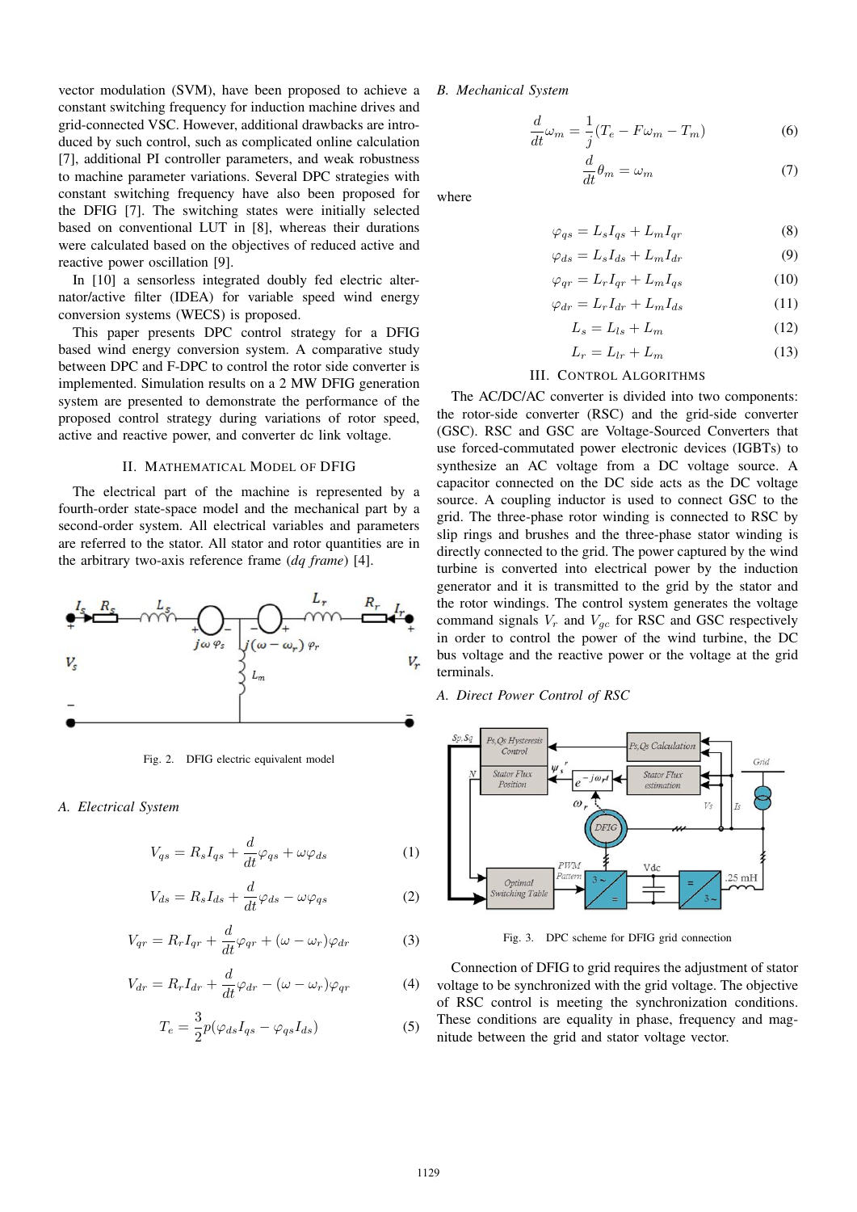vector modulation (SVM), have been proposed to achieve a constant switching frequency for induction machine drives and grid-connected VSC. However, additional drawbacks are introduced by such control, such as complicated online calculation [7], additional PI controller parameters, and weak robustness to machine parameter variations. Several DPC strategies with constant switching frequency have also been proposed for the DFIG [7]. The switching states were initially selected based on conventional LUT in [8], whereas their durations were calculated based on the objectives of reduced active and reactive power oscillation [9].

In [10] a sensorless integrated doubly fed electric alternator/active filter (IDEA) for variable speed wind energy conversion systems (WECS) is proposed.

This paper presents DPC control strategy for a DFIG based wind energy conversion system. A comparative study between DPC and F-DPC to control the rotor side converter is implemented. Simulation results on a 2 MW DFIG generation system are presented to demonstrate the performance of the proposed control strategy during variations of rotor speed, active and reactive power, and converter dc link voltage.

## II. Mathematical Model of DFIG

The electrical part of the machine is represented by a fourth-order state-space model and the mechanical part by a second-order system. All electrical variables and parameters are referred to the stator. All stator and rotor quantities are in the arbitrary two-axis reference frame (*dq frame*) [4].

Fig. 2. DFIG electric equivalent model

### A. Electrical System

$$V_{qs} = R_s I_{qs} + \frac{d}{dt}\varphi_{qs} + \omega\varphi_{ds} \tag{1}$$

$$V_{ds} = R_s I_{ds} + \frac{d}{dt}\varphi_{ds} - \omega\varphi_{qs} \tag{2}$$

$$V_{qr} = R_r I_{qr} + \frac{d}{dt}\varphi_{qr} + (\omega - \omega_r)\varphi_{dr} \tag{3}$$

$$V_{dr} = R_r I_{dr} + \frac{d}{dt}\varphi_{dr} - (\omega - \omega_r)\varphi_{qr} \tag{4}$$

$$T_e = \frac{3}{2}p(\varphi_{ds} I_{qs} - \varphi_{qs} I_{ds}) \tag{5}$$

### B. Mechanical System

$$\frac{d}{dt}\omega_m = \frac{1}{j}(T_e - F\omega_m - T_m) \tag{6}$$

$$\frac{d}{dt}\theta_m = \omega_m \tag{7}$$

where

$$\varphi_{qs} = L_s I_{qs} + L_m I_{qr} \tag{8}$$

$$\varphi_{ds} = L_s I_{ds} + L_m I_{dr} \tag{9}$$

$$\varphi_{qr} = L_r I_{qr} + L_m I_{qs} \tag{10}$$

$$\varphi_{dr} = L_r I_{dr} + L_m I_{ds} \tag{11}$$

$$L_s = L_{ls} + L_m \tag{12}$$

$$L_r = L_{lr} + L_m \tag{13}$$

## III. Control Algorithms

The AC/DC/AC converter is divided into two components: the rotor-side converter (RSC) and the grid-side converter (GSC). RSC and GSC are Voltage-Sourced Converters that use forced-commutated power electronic devices (IGBTs) to synthesize an AC voltage from a DC voltage source. A capacitor connected on the DC side acts as the DC voltage source. A coupling inductor is used to connect GSC to the grid. The three-phase rotor winding is connected to RSC by slip rings and brushes and the three-phase stator winding is directly connected to the grid. The power captured by the wind turbine is converted into electrical power by the induction generator and it is transmitted to the grid by the stator and the rotor windings. The control system generates the voltage command signals $V_r$ and $V_{gc}$ for RSC and GSC respectively in order to control the power of the wind turbine, the DC bus voltage and the reactive power or the voltage at the grid terminals.

### A. Direct Power Control of RSC

Fig. 3. DPC scheme for DFIG grid connection

Connection of DFIG to grid requires the adjustment of stator voltage to be synchronized with the grid voltage. The objective of RSC control is meeting the synchronization conditions. These conditions are equality in phase, frequency and magnitude between the grid and stator voltage vector.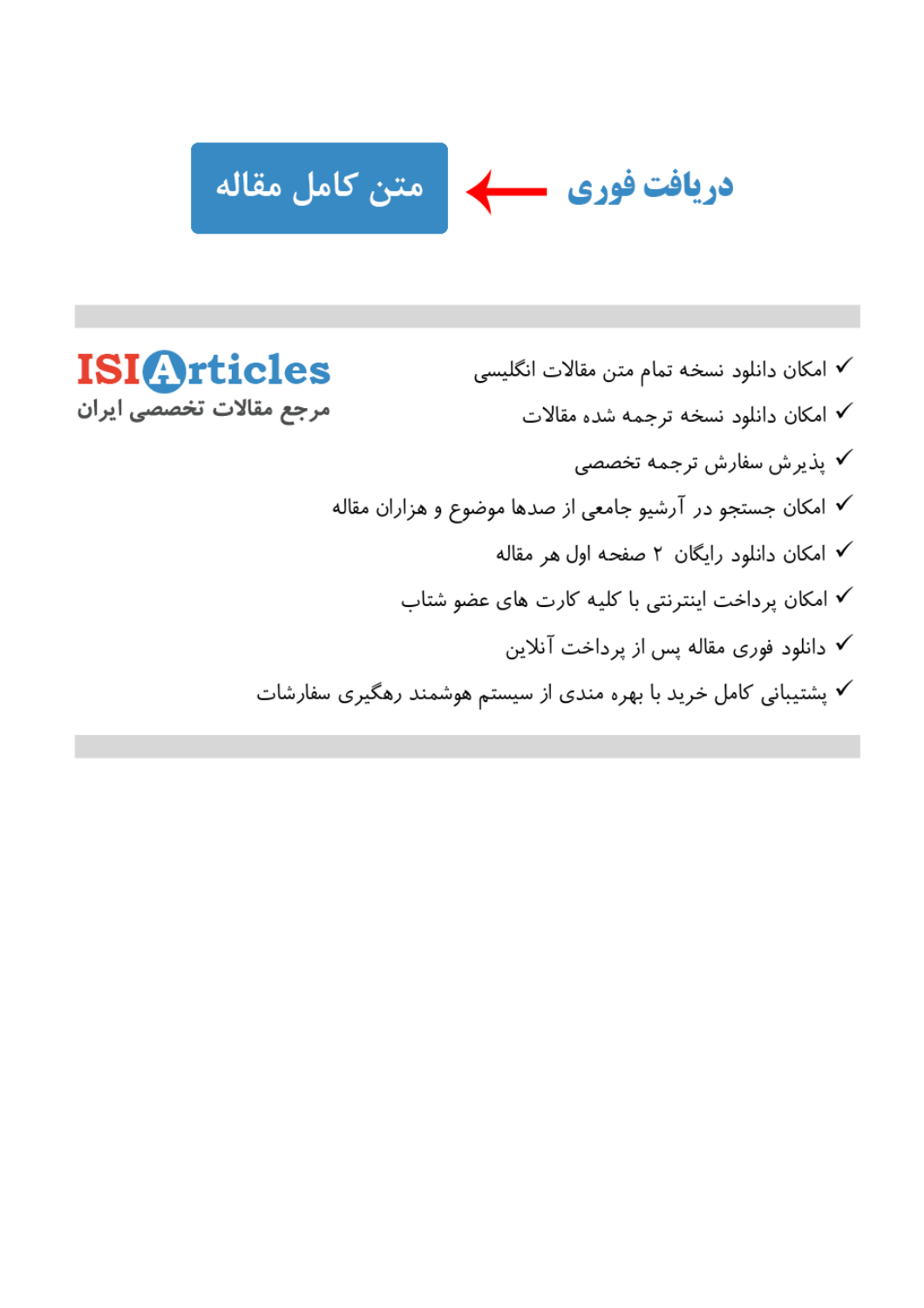دریافت فوری ← **متن کامل مقاله**

**ISIArticles**
مرجع مقالات تخصصی ایران

- ✓ امکان دانلود نسخه تمام متن مقالات انگلیسی
- ✓ امکان دانلود نسخه ترجمه شده مقالات
- ✓ پذیرش سفارش ترجمه تخصصی
- ✓ امکان جستجو در آرشیو جامعی از صدها موضوع و هزاران مقاله
- ✓ امکان دانلود رایگان ۲ صفحه اول هر مقاله
- ✓ امکان پرداخت اینترنتی با کلیه کارت های عضو شتاب
- ✓ دانلود فوری مقاله پس از پرداخت آنلاین
- ✓ پشتیبانی کامل خرید با بهره مندی از سیستم هوشمند رهگیری سفارشات